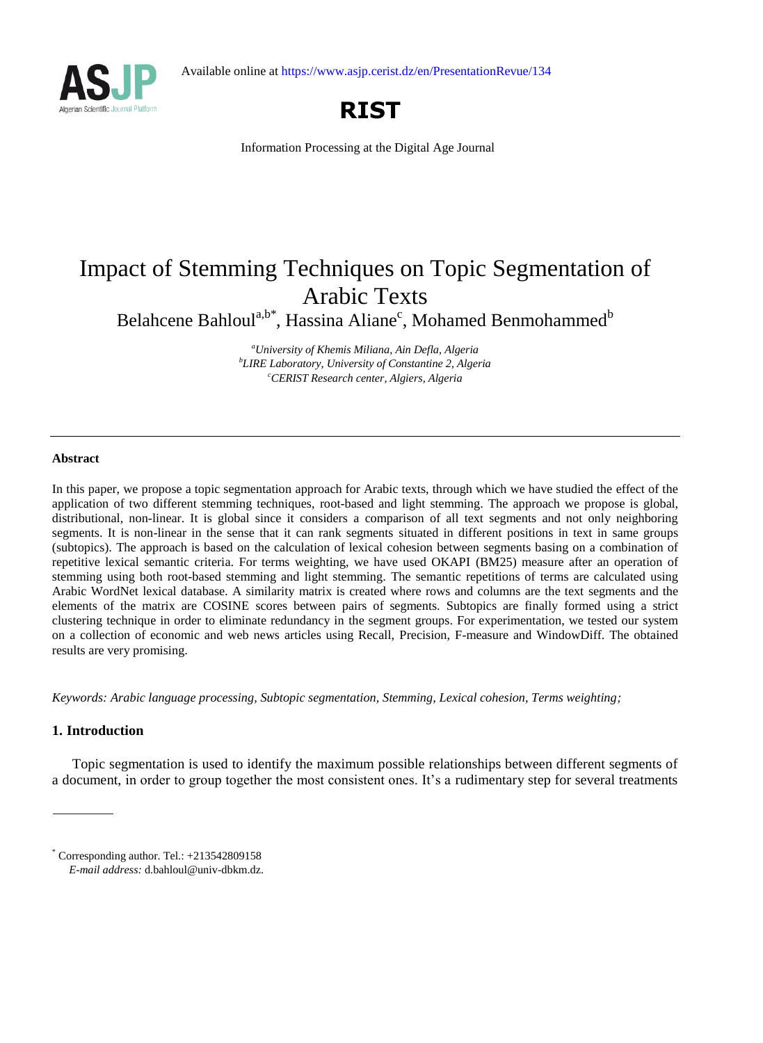Available online at https://www.asjp.cerist.dz/en/PresentationRevue/134

**RIST**

Information Processing at the Digital Age Journal

# Impact of Stemming Techniques on Topic Segmentation of Arabic Texts

Belahcene Bahloul[a,b*], Hassina Aliane[c], Mohamed Benmohammed[b]

[a]*University of Khemis Miliana, Ain Defla, Algeria*
[b]*LIRE Laboratory, University of Constantine 2, Algeria*
[c]*CERIST Research center, Algiers, Algeria*

---

**Abstract**

In this paper, we propose a topic segmentation approach for Arabic texts, through which we have studied the effect of the application of two different stemming techniques, root-based and light stemming. The approach we propose is global, distributional, non-linear. It is global since it considers a comparison of all text segments and not only neighboring segments. It is non-linear in the sense that it can rank segments situated in different positions in text in same groups (subtopics). The approach is based on the calculation of lexical cohesion between segments basing on a combination of repetitive lexical semantic criteria. For terms weighting, we have used OKAPI (BM25) measure after an operation of stemming using both root-based stemming and light stemming. The semantic repetitions of terms are calculated using Arabic WordNet lexical database. A similarity matrix is created where rows and columns are the text segments and the elements of the matrix are COSINE scores between pairs of segments. Subtopics are finally formed using a strict clustering technique in order to eliminate redundancy in the segment groups. For experimentation, we tested our system on a collection of economic and web news articles using Recall, Precision, F-measure and WindowDiff. The obtained results are very promising.

*Keywords: Arabic language processing, Subtopic segmentation, Stemming, Lexical cohesion, Terms weighting;*

## 1. Introduction

Topic segmentation is used to identify the maximum possible relationships between different segments of a document, in order to group together the most consistent ones. It's a rudimentary step for several treatments

---

\* Corresponding author. Tel.: +213542809158
*E-mail address:* d.bahloul@univ-dbkm.dz.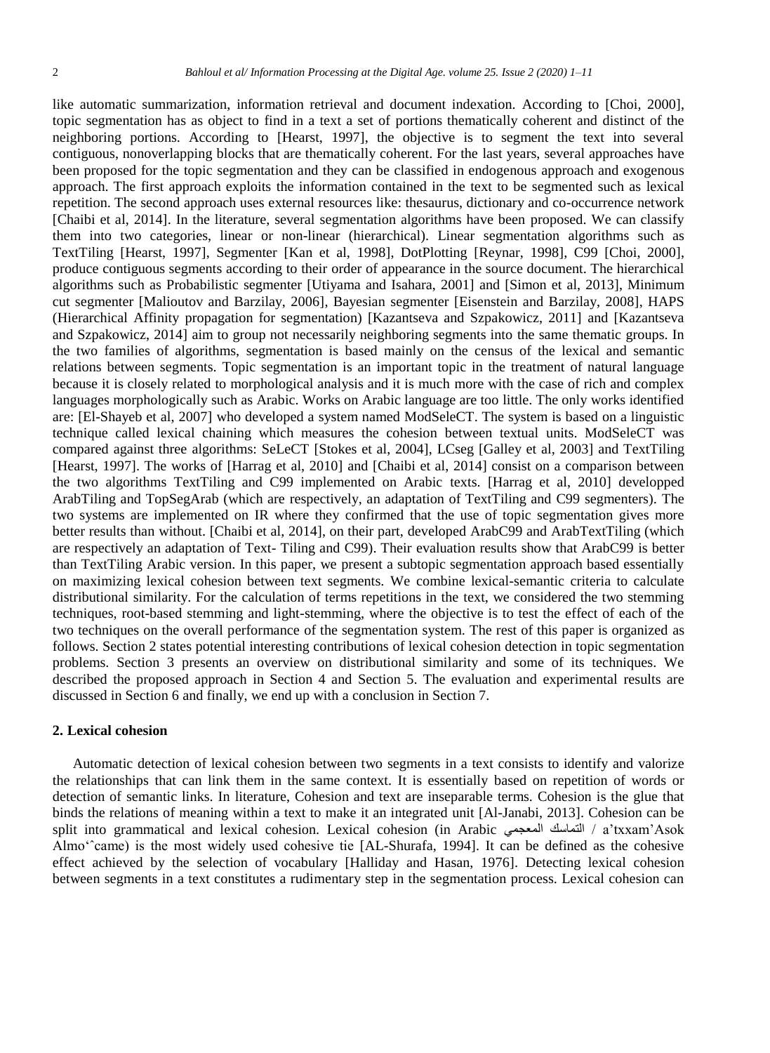like automatic summarization, information retrieval and document indexation. According to [Choi, 2000], topic segmentation has as object to find in a text a set of portions thematically coherent and distinct of the neighboring portions. According to [Hearst, 1997], the objective is to segment the text into several contiguous, nonoverlapping blocks that are thematically coherent. For the last years, several approaches have been proposed for the topic segmentation and they can be classified in endogenous approach and exogenous approach. The first approach exploits the information contained in the text to be segmented such as lexical repetition. The second approach uses external resources like: thesaurus, dictionary and co-occurrence network [Chaibi et al, 2014]. In the literature, several segmentation algorithms have been proposed. We can classify them into two categories, linear or non-linear (hierarchical). Linear segmentation algorithms such as TextTiling [Hearst, 1997], Segmenter [Kan et al, 1998], DotPlotting [Reynar, 1998], C99 [Choi, 2000], produce contiguous segments according to their order of appearance in the source document. The hierarchical algorithms such as Probabilistic segmenter [Utiyama and Isahara, 2001] and [Simon et al, 2013], Minimum cut segmenter [Malioutov and Barzilay, 2006], Bayesian segmenter [Eisenstein and Barzilay, 2008], HAPS (Hierarchical Affinity propagation for segmentation) [Kazantseva and Szpakowicz, 2011] and [Kazantseva and Szpakowicz, 2014] aim to group not necessarily neighboring segments into the same thematic groups. In the two families of algorithms, segmentation is based mainly on the census of the lexical and semantic relations between segments. Topic segmentation is an important topic in the treatment of natural language because it is closely related to morphological analysis and it is much more with the case of rich and complex languages morphologically such as Arabic. Works on Arabic language are too little. The only works identified are: [El-Shayeb et al, 2007] who developed a system named ModSeleCT. The system is based on a linguistic technique called lexical chaining which measures the cohesion between textual units. ModSeleCT was compared against three algorithms: SeLeCT [Stokes et al, 2004], LCseg [Galley et al, 2003] and TextTiling [Hearst, 1997]. The works of [Harrag et al, 2010] and [Chaibi et al, 2014] consist on a comparison between the two algorithms TextTiling and C99 implemented on Arabic texts. [Harrag et al, 2010] developped ArabTiling and TopSegArab (which are respectively, an adaptation of TextTiling and C99 segmenters). The two systems are implemented on IR where they confirmed that the use of topic segmentation gives more better results than without. [Chaibi et al, 2014], on their part, developed ArabC99 and ArabTextTiling (which are respectively an adaptation of Text- Tiling and C99). Their evaluation results show that ArabC99 is better than TextTiling Arabic version. In this paper, we present a subtopic segmentation approach based essentially on maximizing lexical cohesion between text segments. We combine lexical-semantic criteria to calculate distributional similarity. For the calculation of terms repetitions in the text, we considered the two stemming techniques, root-based stemming and light-stemming, where the objective is to test the effect of each of the two techniques on the overall performance of the segmentation system. The rest of this paper is organized as follows. Section 2 states potential interesting contributions of lexical cohesion detection in topic segmentation problems. Section 3 presents an overview on distributional similarity and some of its techniques. We described the proposed approach in Section 4 and Section 5. The evaluation and experimental results are discussed in Section 6 and finally, we end up with a conclusion in Section 7.

## 2. Lexical cohesion

Automatic detection of lexical cohesion between two segments in a text consists to identify and valorize the relationships that can link them in the same context. It is essentially based on repetition of words or detection of semantic links. In literature, Cohesion and text are inseparable terms. Cohesion is the glue that binds the relations of meaning within a text to make it an integrated unit [Al-Janabi, 2013]. Cohesion can be split into grammatical and lexical cohesion. Lexical cohesion (in Arabic التماسك المعجمي / a'txxam'Asok Almo'ˆcame) is the most widely used cohesive tie [AL-Shurafa, 1994]. It can be defined as the cohesive effect achieved by the selection of vocabulary [Halliday and Hasan, 1976]. Detecting lexical cohesion between segments in a text constitutes a rudimentary step in the segmentation process. Lexical cohesion can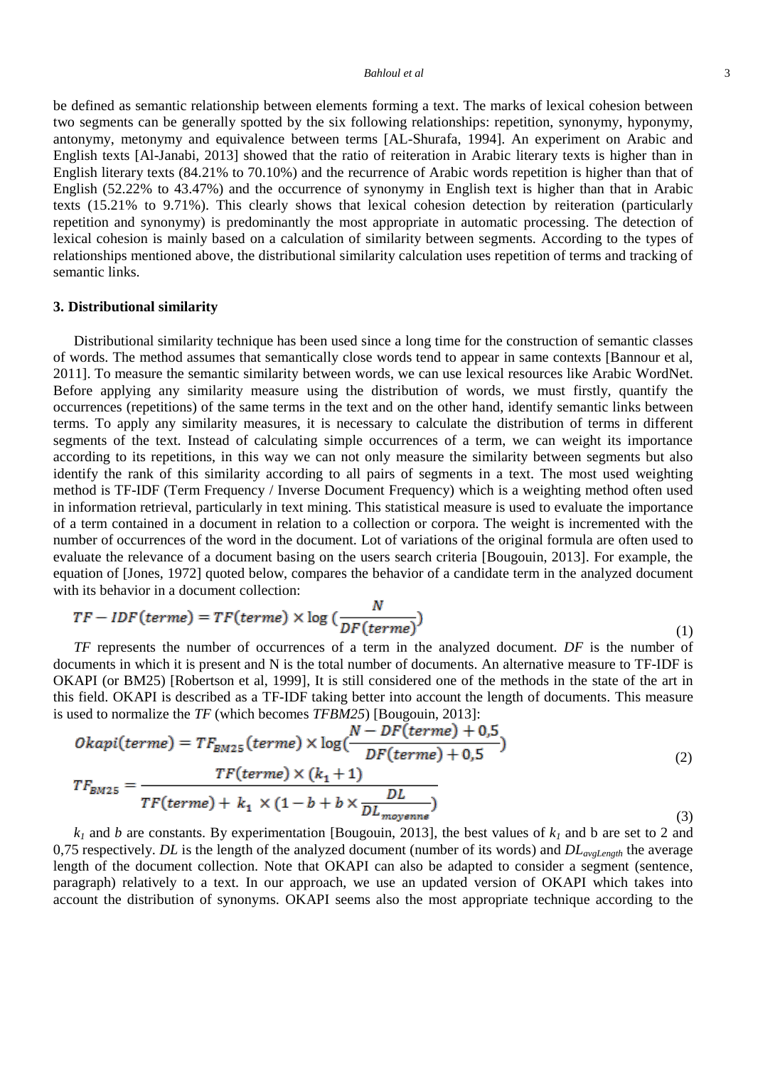be defined as semantic relationship between elements forming a text. The marks of lexical cohesion between two segments can be generally spotted by the six following relationships: repetition, synonymy, hyponymy, antonymy, metonymy and equivalence between terms [AL-Shurafa, 1994]. An experiment on Arabic and English texts [Al-Janabi, 2013] showed that the ratio of reiteration in Arabic literary texts is higher than in English literary texts (84.21% to 70.10%) and the recurrence of Arabic words repetition is higher than that of English (52.22% to 43.47%) and the occurrence of synonymy in English text is higher than that in Arabic texts (15.21% to 9.71%). This clearly shows that lexical cohesion detection by reiteration (particularly repetition and synonymy) is predominantly the most appropriate in automatic processing. The detection of lexical cohesion is mainly based on a calculation of similarity between segments. According to the types of relationships mentioned above, the distributional similarity calculation uses repetition of terms and tracking of semantic links.

## 3. Distributional similarity

Distributional similarity technique has been used since a long time for the construction of semantic classes of words. The method assumes that semantically close words tend to appear in same contexts [Bannour et al, 2011]. To measure the semantic similarity between words, we can use lexical resources like Arabic WordNet. Before applying any similarity measure using the distribution of words, we must firstly, quantify the occurrences (repetitions) of the same terms in the text and on the other hand, identify semantic links between terms. To apply any similarity measures, it is necessary to calculate the distribution of terms in different segments of the text. Instead of calculating simple occurrences of a term, we can weight its importance according to its repetitions, in this way we can not only measure the similarity between segments but also identify the rank of this similarity according to all pairs of segments in a text. The most used weighting method is TF-IDF (Term Frequency / Inverse Document Frequency) which is a weighting method often used in information retrieval, particularly in text mining. This statistical measure is used to evaluate the importance of a term contained in a document in relation to a collection or corpora. The weight is incremented with the number of occurrences of the word in the document. Lot of variations of the original formula are often used to evaluate the relevance of a document basing on the users search criteria [Bougouin, 2013]. For example, the equation of [Jones, 1972] quoted below, compares the behavior of a candidate term in the analyzed document with its behavior in a document collection:

$$TF-IDF(terme) = TF(terme) \times \log\left(\frac{N}{DF(terme)}\right) \tag{1}$$

*TF* represents the number of occurrences of a term in the analyzed document. *DF* is the number of documents in which it is present and N is the total number of documents. An alternative measure to TF-IDF is OKAPI (or BM25) [Robertson et al, 1999], It is still considered one of the methods in the state of the art in this field. OKAPI is described as a TF-IDF taking better into account the length of documents. This measure is used to normalize the *TF* (which becomes *TFBM25*) [Bougouin, 2013]:

$$Okapi(terme) = TF_{BM25}(terme) \times \log\left(\frac{N - DF(terme) + 0{,}5}{DF(terme) + 0{,}5}\right) \tag{2}$$

$$TF_{BM25} = \frac{TF(terme) \times (k_1 + 1)}{TF(terme) + k_1 \times \left(1 - b + b \times \frac{DL}{DL_{moyenne}}\right)} \tag{3}$$

$k_1$ and $b$ are constants. By experimentation [Bougouin, 2013], the best values of $k_1$ and b are set to 2 and 0,75 respectively. *DL* is the length of the analyzed document (number of its words) and $DL_{avgLength}$ the average length of the document collection. Note that OKAPI can also be adapted to consider a segment (sentence, paragraph) relatively to a text. In our approach, we use an updated version of OKAPI which takes into account the distribution of synonyms. OKAPI seems also the most appropriate technique according to the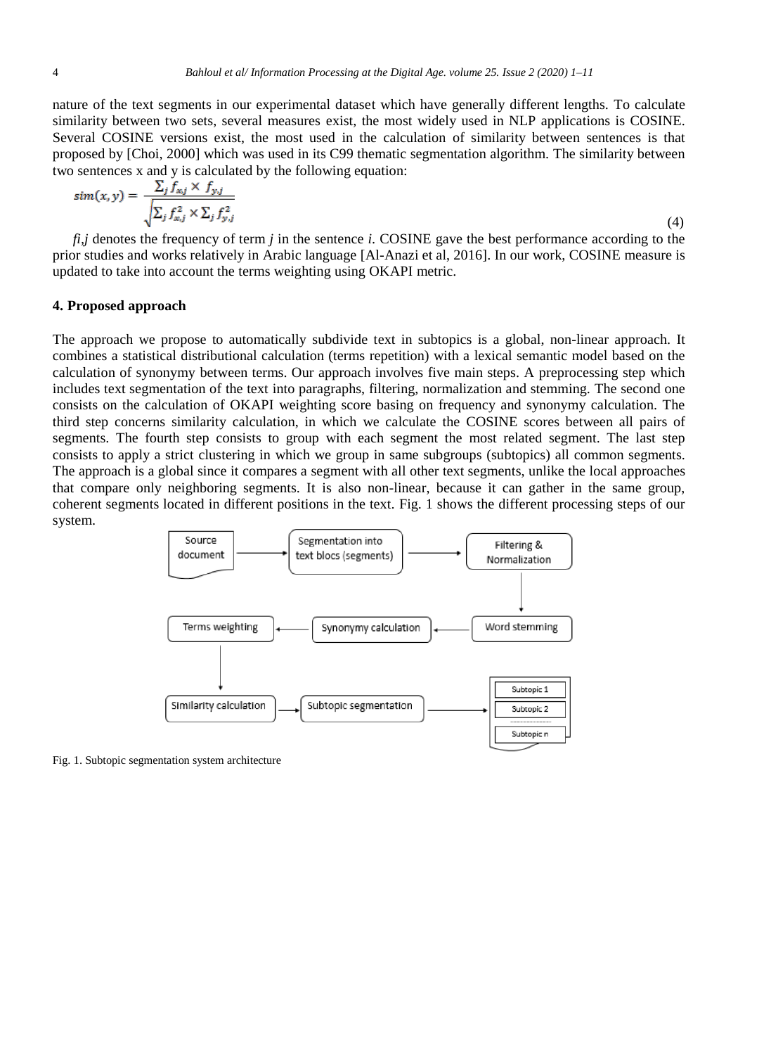nature of the text segments in our experimental dataset which have generally different lengths. To calculate similarity between two sets, several measures exist, the most widely used in NLP applications is COSINE. Several COSINE versions exist, the most used in the calculation of similarity between sentences is that proposed by [Choi, 2000] which was used in its C99 thematic segmentation algorithm. The similarity between two sentences x and y is calculated by the following equation:

$$sim(x, y) = \frac{\sum_j f_{x,j} \times f_{y,j}}{\sqrt{\sum_j f_{x,j}^2 \times \sum_j f_{y,j}^2}} \tag{4}$$

$f_{i,j}$ denotes the frequency of term *j* in the sentence *i*. COSINE gave the best performance according to the prior studies and works relatively in Arabic language [Al-Anazi et al, 2016]. In our work, COSINE measure is updated to take into account the terms weighting using OKAPI metric.

## 4. Proposed approach

The approach we propose to automatically subdivide text in subtopics is a global, non-linear approach. It combines a statistical distributional calculation (terms repetition) with a lexical semantic model based on the calculation of synonymy between terms. Our approach involves five main steps. A preprocessing step which includes text segmentation of the text into paragraphs, filtering, normalization and stemming. The second one consists on the calculation of OKAPI weighting score basing on frequency and synonymy calculation. The third step concerns similarity calculation, in which we calculate the COSINE scores between all pairs of segments. The fourth step consists to group with each segment the most related segment. The last step consists to apply a strict clustering in which we group in same subgroups (subtopics) all common segments. The approach is a global since it compares a segment with all other text segments, unlike the local approaches that compare only neighboring segments. It is also non-linear, because it can gather in the same group, coherent segments located in different positions in the text. Fig. 1 shows the different processing steps of our system.

Source document → Segmentation into text blocs (segments) → Filtering & Normalization → Word stemming → Synonymy calculation → Terms weighting → Similarity calculation → Subtopic segmentation → Subtopic 1, Subtopic 2, ..., Subtopic n

Fig. 1. Subtopic segmentation system architecture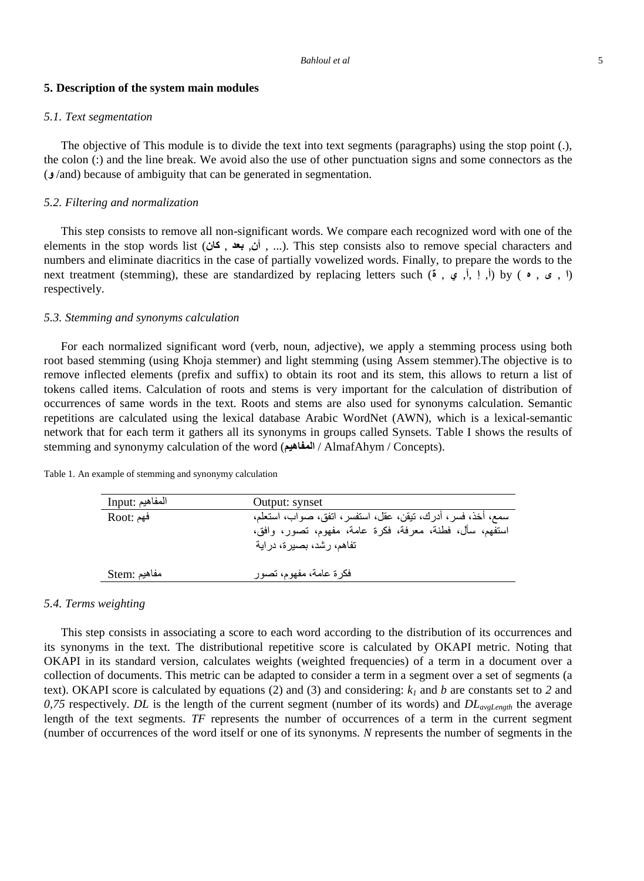## 5. Description of the system main modules

### *5.1. Text segmentation*

The objective of This module is to divide the text into text segments (paragraphs) using the stop point (.), the colon (:) and the line break. We avoid also the use of other punctuation signs and some connectors as the (**و** /and) because of ambiguity that can be generated in segmentation.

### *5.2. Filtering and normalization*

This step consists to remove all non-significant words. We compare each recognized word with one of the elements in the stop words list (**كان** , **بعد** ,**أن** , ...). This step consists also to remove special characters and numbers and eliminate diacritics in the case of partially vowelized words. Finally, to prepare the words to the next treatment (stemming), these are standardized by replacing letters such (ة , ي ,آ ,إ ,أ) by ( ه , ى , ا) respectively.

### *5.3. Stemming and synonyms calculation*

For each normalized significant word (verb, noun, adjective), we apply a stemming process using both root based stemming (using Khoja stemmer) and light stemming (using Assem stemmer).The objective is to remove inflected elements (prefix and suffix) to obtain its root and its stem, this allows to return a list of tokens called items. Calculation of roots and stems is very important for the calculation of distribution of occurrences of same words in the text. Roots and stems are also used for synonyms calculation. Semantic repetitions are calculated using the lexical database Arabic WordNet (AWN), which is a lexical-semantic network that for each term it gathers all its synonyms in groups called Synsets. Table I shows the results of stemming and synonymy calculation of the word (**المفاهيم** / AlmafAhym / Concepts).

Table 1. An example of stemming and synonymy calculation

| Input: المفاهيم | Output: synset |
|---|---|
| Root: فهم | سمع، أخذ، فسر، أدرك، تيقن، عقل، استفسر، اتفق، صواب، استعلم، استفهم، سأل، فطنة، معرفة، فكرة عامة، مفهوم، تصور، وافق، تفاهم، رشد، بصيرة، دراية |
| Stem: مفاهيم | فكرة عامة، مفهوم، تصور |

### *5.4. Terms weighting*

This step consists in associating a score to each word according to the distribution of its occurrences and its synonyms in the text. The distributional repetitive score is calculated by OKAPI metric. Noting that OKAPI in its standard version, calculates weights (weighted frequencies) of a term in a document over a collection of documents. This metric can be adapted to consider a term in a segment over a set of segments (a text). OKAPI score is calculated by equations (2) and (3) and considering: $k_1$ and $b$ are constants set to *2* and *0,75* respectively. *DL* is the length of the current segment (number of its words) and $DL_{avgLength}$ the average length of the text segments. *TF* represents the number of occurrences of a term in the current segment (number of occurrences of the word itself or one of its synonyms. *N* represents the number of segments in the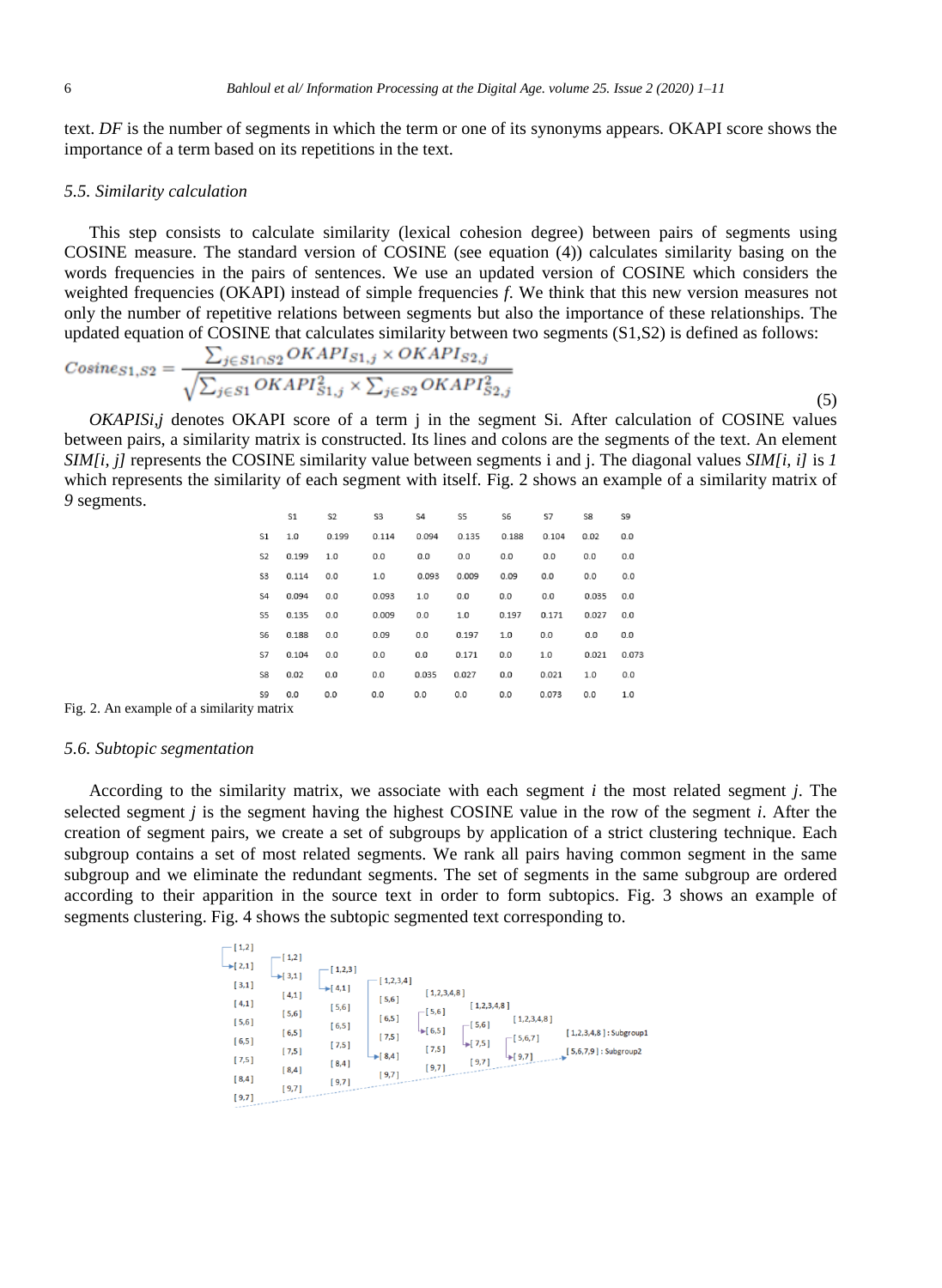text. *DF* is the number of segments in which the term or one of its synonyms appears. OKAPI score shows the importance of a term based on its repetitions in the text.

### *5.5. Similarity calculation*

This step consists to calculate similarity (lexical cohesion degree) between pairs of segments using COSINE measure. The standard version of COSINE (see equation (4)) calculates similarity basing on the words frequencies in the pairs of sentences. We use an updated version of COSINE which considers the weighted frequencies (OKAPI) instead of simple frequencies *f*. We think that this new version measures not only the number of repetitive relations between segments but also the importance of these relationships. The updated equation of COSINE that calculates similarity between two segments (S1,S2) is defined as follows:

$$Cosine_{S1,S2} = \frac{\sum_{j \in S1 \cap S2} OKAPI_{S1,j} \times OKAPI_{S2,j}}{\sqrt{\sum_{j \in S1} OKAPI_{S1,j}^2 \times \sum_{j \in S2} OKAPI_{S2,j}^2}} \quad (5)$$

*OKAPISi,j* denotes OKAPI score of a term j in the segment Si. After calculation of COSINE values between pairs, a similarity matrix is constructed. Its lines and colons are the segments of the text. An element *SIM[i, j]* represents the COSINE similarity value between segments i and j. The diagonal values *SIM[i, i]* is *1* which represents the similarity of each segment with itself. Fig. 2 shows an example of a similarity matrix of *9* segments.

| | S1 | S2 | S3 | S4 | S5 | S6 | S7 | S8 | S9 |
|---|---|---|---|---|---|---|---|---|---|
| S1 | 1.0 | 0.199 | 0.114 | 0.094 | 0.135 | 0.188 | 0.104 | 0.02 | 0.0 |
| S2 | 0.199 | 1.0 | 0.0 | 0.0 | 0.0 | 0.0 | 0.0 | 0.0 | 0.0 |
| S3 | 0.114 | 0.0 | 1.0 | 0.093 | 0.009 | 0.09 | 0.0 | 0.0 | 0.0 |
| S4 | 0.094 | 0.0 | 0.093 | 1.0 | 0.0 | 0.0 | 0.0 | 0.035 | 0.0 |
| S5 | 0.135 | 0.0 | 0.009 | 0.0 | 1.0 | 0.197 | 0.171 | 0.027 | 0.0 |
| S6 | 0.188 | 0.0 | 0.09 | 0.0 | 0.197 | 1.0 | 0.0 | 0.0 | 0.0 |
| S7 | 0.104 | 0.0 | 0.0 | 0.0 | 0.171 | 0.0 | 1.0 | 0.021 | 0.073 |
| S8 | 0.02 | 0.0 | 0.0 | 0.035 | 0.027 | 0.0 | 0.021 | 1.0 | 0.0 |
| S9 | 0.0 | 0.0 | 0.0 | 0.0 | 0.0 | 0.0 | 0.073 | 0.0 | 1.0 |

Fig. 2. An example of a similarity matrix

### *5.6. Subtopic segmentation*

According to the similarity matrix, we associate with each segment *i* the most related segment *j*. The selected segment *j* is the segment having the highest COSINE value in the row of the segment *i*. After the creation of segment pairs, we create a set of subgroups by application of a strict clustering technique. Each subgroup contains a set of most related segments. We rank all pairs having common segment in the same subgroup and we eliminate the redundant segments. The set of segments in the same subgroup are ordered according to their apparition in the source text in order to form subtopics. Fig. 3 shows an example of segments clustering. Fig. 4 shows the subtopic segmented text corresponding to.

[1,2] [2,1] [3,1] [4,1] [5,6] [6,5] [7,5] [8,4] [9,7]

[1,2] [3,1] [4,1] [5,6] [6,5] [7,5] [8,4] [9,7]

[1,2,3] [4,1] [5,6] [6,5] [7,5] [8,4] [9,7]

[1,2,3,4] [5,6] [6,5] [7,5] [8,4] [9,7]

[1,2,3,4,8] [5,6] [6,5] [7,5] [9,7]

[1,2,3,4,8] [5,6] [7,5] [9,7]

[1,2,3,4,8] [5,6,7] [9,7]

[1,2,3,4,8] : Subgroup1
[5,6,7,9] : Subgroup2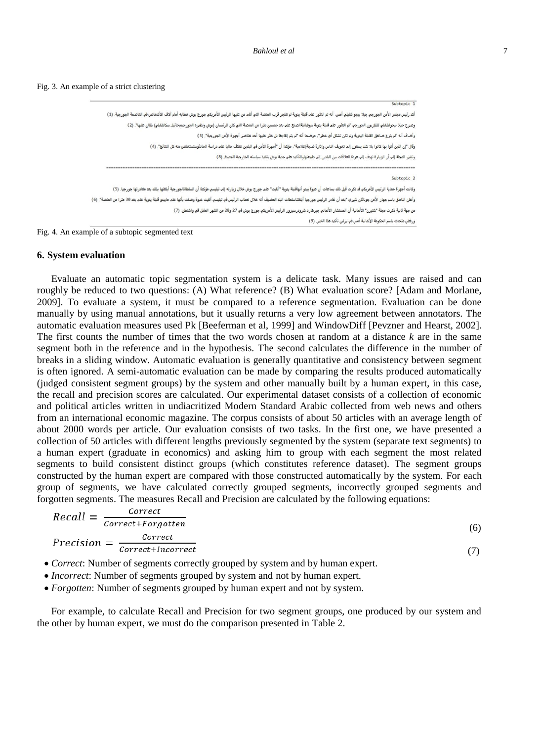Fig. 3. An example of a strict clustering

Subtopic 1

أكد رئيس مجلس الأمن الجورجي جيلا بيجواشيلي أمس، أنه تم العثور على قنبلة يدوية لم تنفجر قرب المنصة التي ألقى من عليها الرئيس الأمريكي جورج بوش خطابه أمام آلاف الأشخاص في العاصمة الجورجية. (1)

وصرح جيلا بيجواشيلي للتلفزيون الجورجي "تم العثور على قنبلة يدوية سوفياتيةالصنع على بعد خمسين مترا من المنصة التي كان الرئيسان (بوش ونظيره الجورجيميخائيل ساكاشفيلي) يلقيان عليها". (2)

وأضاف أنه "لم ينزع صاعق القنبلة اليدوية ولم تكن تشكل أي خطر"، موضحا أنه "لم يتم إبلاغنا بل عثر عليها أحد عناصر أجهزة الأمن الجورجية". (3)

وقال "إن الذين أتوا بها كانوا بلا شك يسعون إلى تخويف الناس وإثارة ضجة إعلامية"، مؤكدا أن "أجهزة الأمن في البلدين تعكف حاليا على دراسة الحادثوستستخلص منه كل النتائج". (4)

وتشير المجلة إلى أن الزيارة تهدف إلى عودة العلاقات بين البلدين إلى طبيعتهاوالتأكيد على جدية بوش بتنفيذ سياسته الخارجية الجديدة. (8)

---

Subtopic 2

وكانت أجهزة حماية الرئيس الأمريكي قد ذكرت قبل ذلك بساعات أن عبوة يبدو أنهاقنبلة يدوية "ألقيت" على جورج بوش خلال زيارته إلى تبليسي مؤكدة أن السلطاتالجورجية أبلغتها بذلك بعد مغادرتها جورجيا. (5)

وأعلن الناطق باسم جهاز الأمن جوناثان شيري "بعد أن غادر الرئيس جورجيا أبلغتناسلطات البلد المضيف أنه خلال خطاب الرئيس في تبليسي ألقيت عبوة وصفت بأنها على مايبدو قنبلة يدوية على بعد 30 مترا من المنصة". (6)

من جهة ثانية ذكرت مجلة "شتيرن" الألمانية أن المستشار الألماني جيرهارد شرودرسيزور الرئيس الأمريكي جورج بوش في 27 و28 من الشهر المقبل في واشنطن. (7)

ورفض متحدث باسم الحكومة الألمانية أمس في برلين تأكيد هذا الخبر. (9)

Fig. 4. An example of a subtopic segmented text

## 6. System evaluation

Evaluate an automatic topic segmentation system is a delicate task. Many issues are raised and can roughly be reduced to two questions: (A) What reference? (B) What evaluation score? [Adam and Morlane, 2009]. To evaluate a system, it must be compared to a reference segmentation. Evaluation can be done manually by using manual annotations, but it usually returns a very low agreement between annotators. The automatic evaluation measures used Pk [Beeferman et al, 1999] and WindowDiff [Pevzner and Hearst, 2002]. The first counts the number of times that the two words chosen at random at a distance $k$ are in the same segment both in the reference and in the hypothesis. The second calculates the difference in the number of breaks in a sliding window. Automatic evaluation is generally quantitative and consistency between segment is often ignored. A semi-automatic evaluation can be made by comparing the results produced automatically (judged consistent segment groups) by the system and other manually built by a human expert, in this case, the recall and precision scores are calculated. Our experimental dataset consists of a collection of economic and political articles written in undiacritized Modern Standard Arabic collected from web news and others from an international economic magazine. The corpus consists of about 50 articles with an average length of about 2000 words per article. Our evaluation consists of two tasks. In the first one, we have presented a collection of 50 articles with different lengths previously segmented by the system (separate text segments) to a human expert (graduate in economics) and asking him to group with each segment the most related segments to build consistent distinct groups (which constitutes reference dataset). The segment groups constructed by the human expert are compared with those constructed automatically by the system. For each group of segments, we have calculated correctly grouped segments, incorrectly grouped segments and forgotten segments. The measures Recall and Precision are calculated by the following equations:

$$Recall = \frac{Correct}{Correct + Forgotten} \tag{6}$$

$$Precision = \frac{Correct}{Correct + Incorrect} \tag{7}$$

- *Correct*: Number of segments correctly grouped by system and by human expert.
- *Incorrect*: Number of segments grouped by system and not by human expert.
- *Forgotten*: Number of segments grouped by human expert and not by system.

For example, to calculate Recall and Precision for two segment groups, one produced by our system and the other by human expert, we must do the comparison presented in Table 2.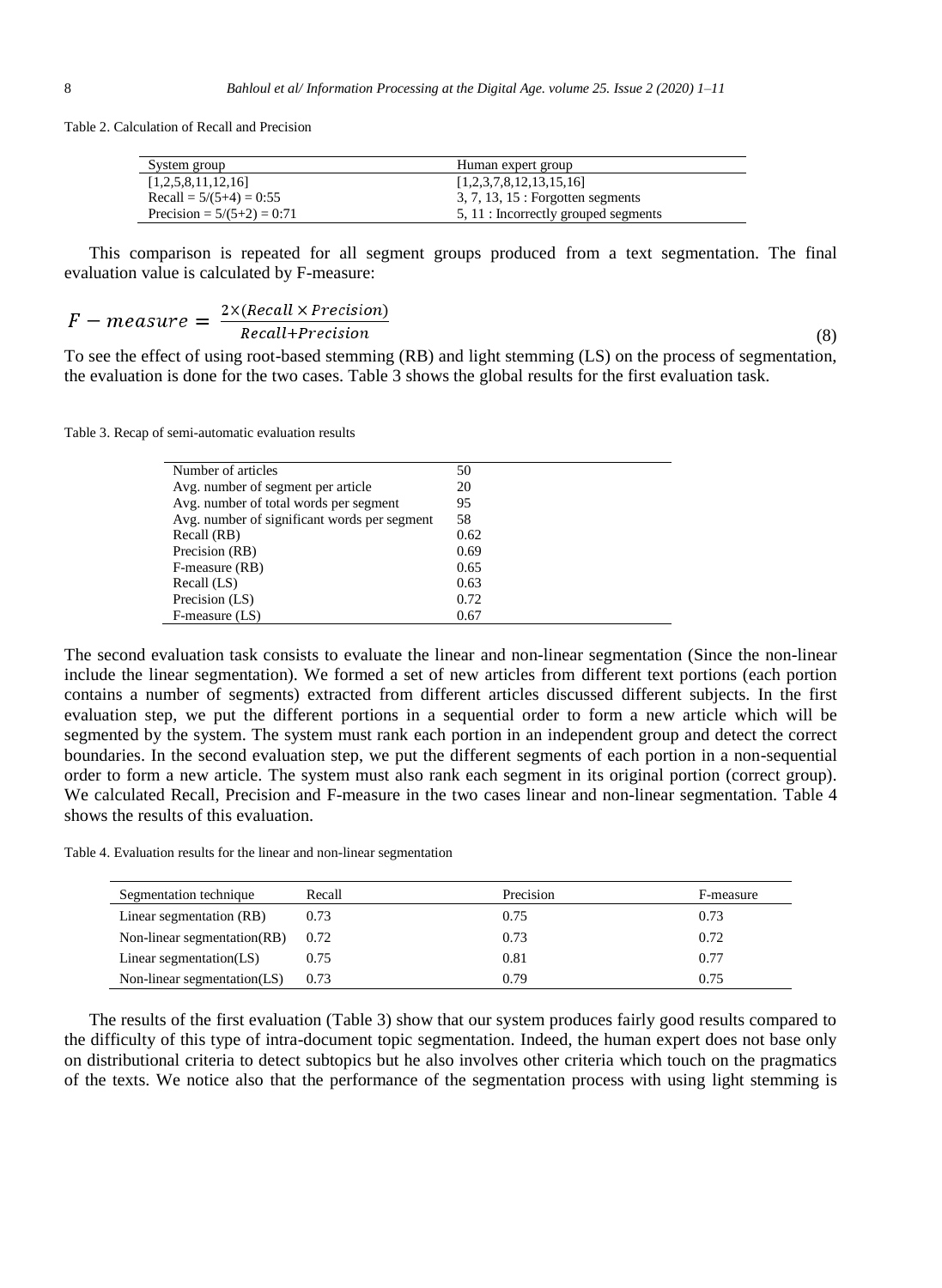Table 2. Calculation of Recall and Precision

| System group | Human expert group |
|---|---|
| [1,2,5,8,11,12,16] | [1,2,3,7,8,12,13,15,16] |
| Recall = 5/(5+4) = 0:55 | 3, 7, 13, 15 : Forgotten segments |
| Precision = 5/(5+2) = 0:71 | 5, 11 : Incorrectly grouped segments |

This comparison is repeated for all segment groups produced from a text segmentation. The final evaluation value is calculated by F-measure:

$$F - measure = \frac{2\times(Recall \times Precision)}{Recall+Precision} \tag{8}$$

To see the effect of using root-based stemming (RB) and light stemming (LS) on the process of segmentation, the evaluation is done for the two cases. Table 3 shows the global results for the first evaluation task.

Table 3. Recap of semi-automatic evaluation results

| | |
|---|---|
| Number of articles | 50 |
| Avg. number of segment per article | 20 |
| Avg. number of total words per segment | 95 |
| Avg. number of significant words per segment | 58 |
| Recall (RB) | 0.62 |
| Precision (RB) | 0.69 |
| F-measure (RB) | 0.65 |
| Recall (LS) | 0.63 |
| Precision (LS) | 0.72 |
| F-measure (LS) | 0.67 |

The second evaluation task consists to evaluate the linear and non-linear segmentation (Since the non-linear include the linear segmentation). We formed a set of new articles from different text portions (each portion contains a number of segments) extracted from different articles discussed different subjects. In the first evaluation step, we put the different portions in a sequential order to form a new article which will be segmented by the system. The system must rank each portion in an independent group and detect the correct boundaries. In the second evaluation step, we put the different segments of each portion in a non-sequential order to form a new article. The system must also rank each segment in its original portion (correct group). We calculated Recall, Precision and F-measure in the two cases linear and non-linear segmentation. Table 4 shows the results of this evaluation.

Table 4. Evaluation results for the linear and non-linear segmentation

| Segmentation technique | Recall | Precision | F-measure |
|---|---|---|---|
| Linear segmentation (RB) | 0.73 | 0.75 | 0.73 |
| Non-linear segmentation(RB) | 0.72 | 0.73 | 0.72 |
| Linear segmentation(LS) | 0.75 | 0.81 | 0.77 |
| Non-linear segmentation(LS) | 0.73 | 0.79 | 0.75 |

The results of the first evaluation (Table 3) show that our system produces fairly good results compared to the difficulty of this type of intra-document topic segmentation. Indeed, the human expert does not base only on distributional criteria to detect subtopics but he also involves other criteria which touch on the pragmatics of the texts. We notice also that the performance of the segmentation process with using light stemming is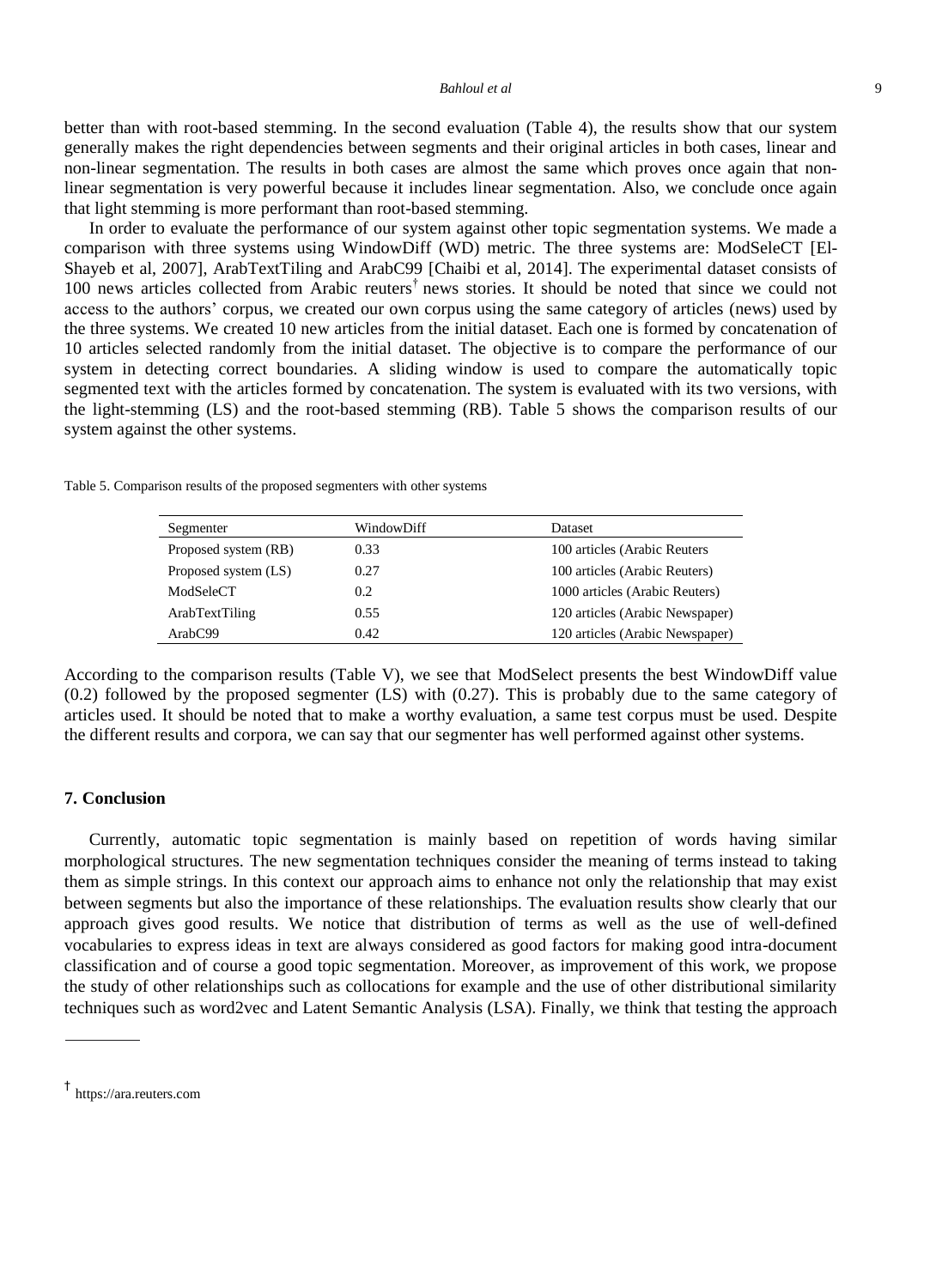better than with root-based stemming. In the second evaluation (Table 4), the results show that our system generally makes the right dependencies between segments and their original articles in both cases, linear and non-linear segmentation. The results in both cases are almost the same which proves once again that non-linear segmentation is very powerful because it includes linear segmentation. Also, we conclude once again that light stemming is more performant than root-based stemming.

In order to evaluate the performance of our system against other topic segmentation systems. We made a comparison with three systems using WindowDiff (WD) metric. The three systems are: ModSeleCT [El-Shayeb et al, 2007], ArabTextTiling and ArabC99 [Chaibi et al, 2014]. The experimental dataset consists of 100 news articles collected from Arabic reuters† news stories. It should be noted that since we could not access to the authors' corpus, we created our own corpus using the same category of articles (news) used by the three systems. We created 10 new articles from the initial dataset. Each one is formed by concatenation of 10 articles selected randomly from the initial dataset. The objective is to compare the performance of our system in detecting correct boundaries. A sliding window is used to compare the automatically topic segmented text with the articles formed by concatenation. The system is evaluated with its two versions, with the light-stemming (LS) and the root-based stemming (RB). Table 5 shows the comparison results of our system against the other systems.

Table 5. Comparison results of the proposed segmenters with other systems

| Segmenter | WindowDiff | Dataset |
|---|---|---|
| Proposed system (RB) | 0.33 | 100 articles (Arabic Reuters |
| Proposed system (LS) | 0.27 | 100 articles (Arabic Reuters) |
| ModSeleCT | 0.2 | 1000 articles (Arabic Reuters) |
| ArabTextTiling | 0.55 | 120 articles (Arabic Newspaper) |
| ArabC99 | 0.42 | 120 articles (Arabic Newspaper) |

According to the comparison results (Table V), we see that ModSelect presents the best WindowDiff value (0.2) followed by the proposed segmenter (LS) with (0.27). This is probably due to the same category of articles used. It should be noted that to make a worthy evaluation, a same test corpus must be used. Despite the different results and corpora, we can say that our segmenter has well performed against other systems.

## 7. Conclusion

Currently, automatic topic segmentation is mainly based on repetition of words having similar morphological structures. The new segmentation techniques consider the meaning of terms instead to taking them as simple strings. In this context our approach aims to enhance not only the relationship that may exist between segments but also the importance of these relationships. The evaluation results show clearly that our approach gives good results. We notice that distribution of terms as well as the use of well-defined vocabularies to express ideas in text are always considered as good factors for making good intra-document classification and of course a good topic segmentation. Moreover, as improvement of this work, we propose the study of other relationships such as collocations for example and the use of other distributional similarity techniques such as word2vec and Latent Semantic Analysis (LSA). Finally, we think that testing the approach

† https://ara.reuters.com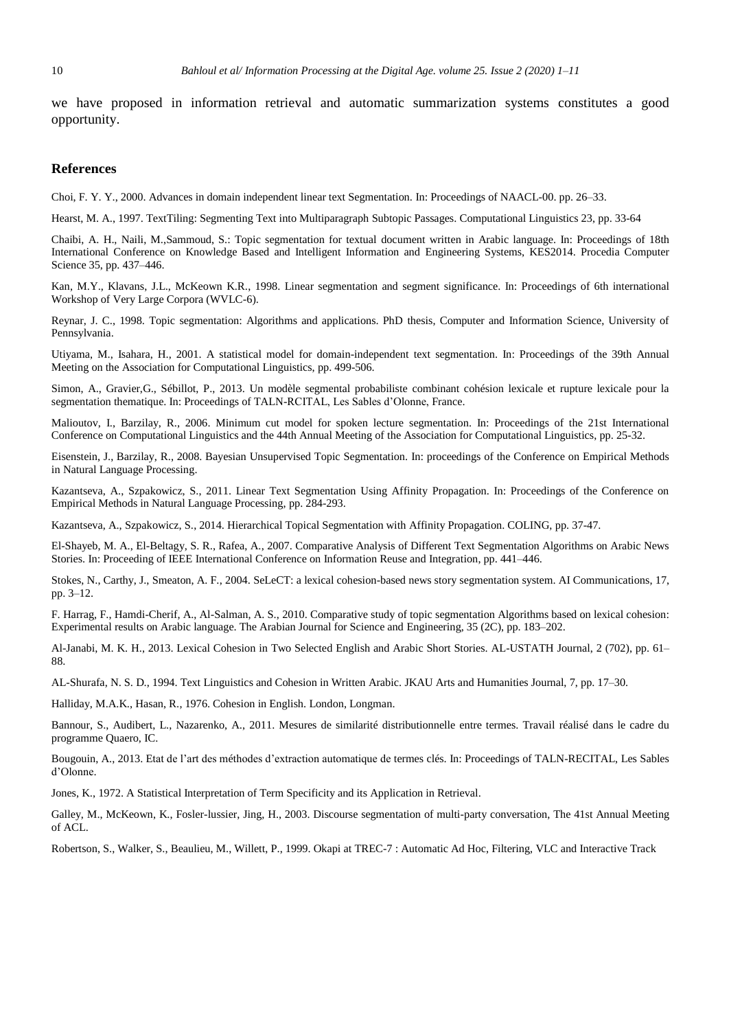we have proposed in information retrieval and automatic summarization systems constitutes a good opportunity.

## References

Choi, F. Y. Y., 2000. Advances in domain independent linear text Segmentation. In: Proceedings of NAACL-00. pp. 26–33.

Hearst, M. A., 1997. TextTiling: Segmenting Text into Multiparagraph Subtopic Passages. Computational Linguistics 23, pp. 33-64

Chaibi, A. H., Naili, M.,Sammoud, S.: Topic segmentation for textual document written in Arabic language. In: Proceedings of 18th International Conference on Knowledge Based and Intelligent Information and Engineering Systems, KES2014. Procedia Computer Science 35, pp. 437–446.

Kan, M.Y., Klavans, J.L., McKeown K.R., 1998. Linear segmentation and segment significance. In: Proceedings of 6th international Workshop of Very Large Corpora (WVLC-6).

Reynar, J. C., 1998. Topic segmentation: Algorithms and applications. PhD thesis, Computer and Information Science, University of Pennsylvania.

Utiyama, M., Isahara, H., 2001. A statistical model for domain-independent text segmentation. In: Proceedings of the 39th Annual Meeting on the Association for Computational Linguistics, pp. 499-506.

Simon, A., Gravier,G., Sébillot, P., 2013. Un modèle segmental probabiliste combinant cohésion lexicale et rupture lexicale pour la segmentation thematique. In: Proceedings of TALN-RCITAL, Les Sables d'Olonne, France.

Malioutov, I., Barzilay, R., 2006. Minimum cut model for spoken lecture segmentation. In: Proceedings of the 21st International Conference on Computational Linguistics and the 44th Annual Meeting of the Association for Computational Linguistics, pp. 25-32.

Eisenstein, J., Barzilay, R., 2008. Bayesian Unsupervised Topic Segmentation. In: proceedings of the Conference on Empirical Methods in Natural Language Processing.

Kazantseva, A., Szpakowicz, S., 2011. Linear Text Segmentation Using Affinity Propagation. In: Proceedings of the Conference on Empirical Methods in Natural Language Processing, pp. 284-293.

Kazantseva, A., Szpakowicz, S., 2014. Hierarchical Topical Segmentation with Affinity Propagation. COLING, pp. 37-47.

El-Shayeb, M. A., El-Beltagy, S. R., Rafea, A., 2007. Comparative Analysis of Different Text Segmentation Algorithms on Arabic News Stories. In: Proceeding of IEEE International Conference on Information Reuse and Integration, pp. 441–446.

Stokes, N., Carthy, J., Smeaton, A. F., 2004. SeLeCT: a lexical cohesion-based news story segmentation system. AI Communications, 17, pp. 3–12.

F. Harrag, F., Hamdi-Cherif, A., Al-Salman, A. S., 2010. Comparative study of topic segmentation Algorithms based on lexical cohesion: Experimental results on Arabic language. The Arabian Journal for Science and Engineering, 35 (2C), pp. 183–202.

Al-Janabi, M. K. H., 2013. Lexical Cohesion in Two Selected English and Arabic Short Stories. AL-USTATH Journal, 2 (702), pp. 61–88.

AL-Shurafa, N. S. D., 1994. Text Linguistics and Cohesion in Written Arabic. JKAU Arts and Humanities Journal, 7, pp. 17–30.

Halliday, M.A.K., Hasan, R., 1976. Cohesion in English. London, Longman.

Bannour, S., Audibert, L., Nazarenko, A., 2011. Mesures de similarité distributionnelle entre termes. Travail réalisé dans le cadre du programme Quaero, IC.

Bougouin, A., 2013. Etat de l'art des méthodes d'extraction automatique de termes clés. In: Proceedings of TALN-RECITAL, Les Sables d'Olonne.

Jones, K., 1972. A Statistical Interpretation of Term Specificity and its Application in Retrieval.

Galley, M., McKeown, K., Fosler-lussier, Jing, H., 2003. Discourse segmentation of multi-party conversation, The 41st Annual Meeting of ACL.

Robertson, S., Walker, S., Beaulieu, M., Willett, P., 1999. Okapi at TREC-7 : Automatic Ad Hoc, Filtering, VLC and Interactive Track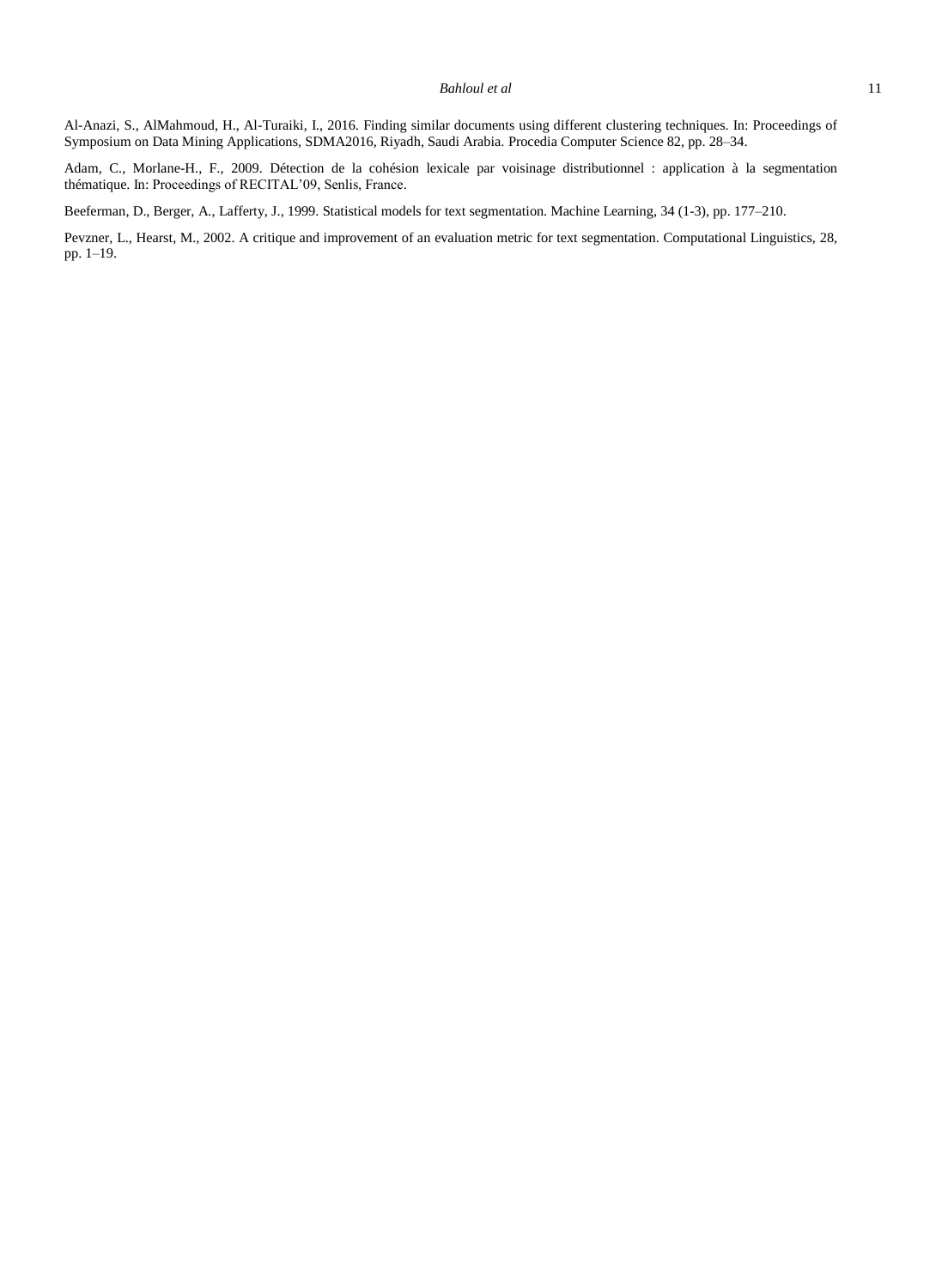Al-Anazi, S., AlMahmoud, H., Al-Turaiki, I., 2016. Finding similar documents using different clustering techniques. In: Proceedings of Symposium on Data Mining Applications, SDMA2016, Riyadh, Saudi Arabia. Procedia Computer Science 82, pp. 28–34.

Adam, C., Morlane-H., F., 2009. Détection de la cohésion lexicale par voisinage distributionnel : application à la segmentation thématique. In: Proceedings of RECITAL'09, Senlis, France.

Beeferman, D., Berger, A., Lafferty, J., 1999. Statistical models for text segmentation. Machine Learning, 34 (1-3), pp. 177–210.

Pevzner, L., Hearst, M., 2002. A critique and improvement of an evaluation metric for text segmentation. Computational Linguistics, 28, pp. 1–19.